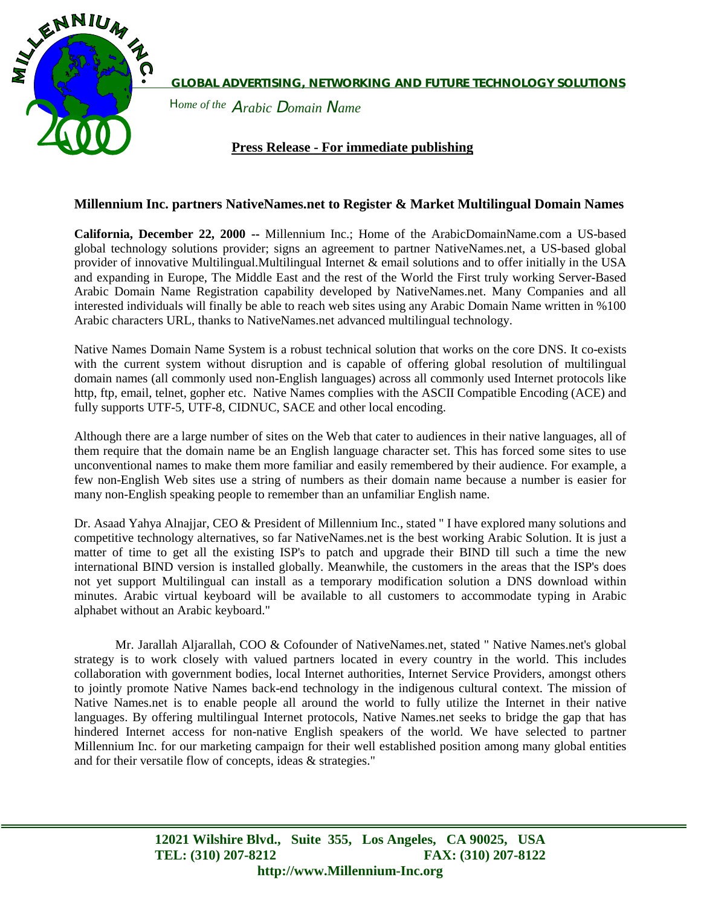**GLOBAL ADVERTISING, NETWORKING AND FUTURE TECHNOLOGY SOLUTIONS**

*Home of the Arabic Domain Name*

**Press Release - For immediate publishing**

## Millennium Inc. partners NativeNames.net to Register & Market Multilingual Domain Names

**California, December 22, 2000 --** Millennium Inc.; Home of the ArabicDomainName.com a US-based global technology solutions provider; signs an agreement to partner NativeNames.net, a US-based global provider of innovative Multilingual.Multilingual Internet & email solutions and to offer initially in the USA and expanding in Europe, The Middle East and the rest of the World the First truly working Server-Based Arabic Domain Name Registration capability developed by NativeNames.net. Many Companies and all interested individuals will finally be able to reach web sites using any Arabic Domain Name written in %100 Arabic characters URL, thanks to NativeNames.net advanced multilingual technology.

Native Names Domain Name System is a robust technical solution that works on the core DNS. It co-exists with the current system without disruption and is capable of offering global resolution of multilingual domain names (all commonly used non-English languages) across all commonly used Internet protocols like http, ftp, email, telnet, gopher etc. Native Names complies with the ASCII Compatible Encoding (ACE) and fully supports UTF-5, UTF-8, CIDNUC, SACE and other local encoding.

Although there are a large number of sites on the Web that cater to audiences in their native languages, all of them require that the domain name be an English language character set. This has forced some sites to use unconventional names to make them more familiar and easily remembered by their audience. For example, a few non-English Web sites use a string of numbers as their domain name because a number is easier for many non-English speaking people to remember than an unfamiliar English name.

Dr. Asaad Yahya Alnajjar, CEO & President of Millennium Inc., stated " I have explored many solutions and competitive technology alternatives, so far NativeNames.net is the best working Arabic Solution. It is just a matter of time to get all the existing ISP's to patch and upgrade their BIND till such a time the new international BIND version is installed globally. Meanwhile, the customers in the areas that the ISP's does not yet support Multilingual can install as a temporary modification solution a DNS download within minutes. Arabic virtual keyboard will be available to all customers to accommodate typing in Arabic alphabet without an Arabic keyboard."

Mr. Jarallah Aljarallah, COO & Cofounder of NativeNames.net, stated " Native Names.net's global strategy is to work closely with valued partners located in every country in the world. This includes collaboration with government bodies, local Internet authorities, Internet Service Providers, amongst others to jointly promote Native Names back-end technology in the indigenous cultural context. The mission of Native Names.net is to enable people all around the world to fully utilize the Internet in their native languages. By offering multilingual Internet protocols, Native Names.net seeks to bridge the gap that has hindered Internet access for non-native English speakers of the world. We have selected to partner Millennium Inc. for our marketing campaign for their well established position among many global entities and for their versatile flow of concepts, ideas & strategies."

**12021 Wilshire Blvd., Suite 355, Los Angeles, CA 90025, USA**
**TEL: (310) 207-8212 FAX: (310) 207-8122**
**http://www.Millennium-Inc.org**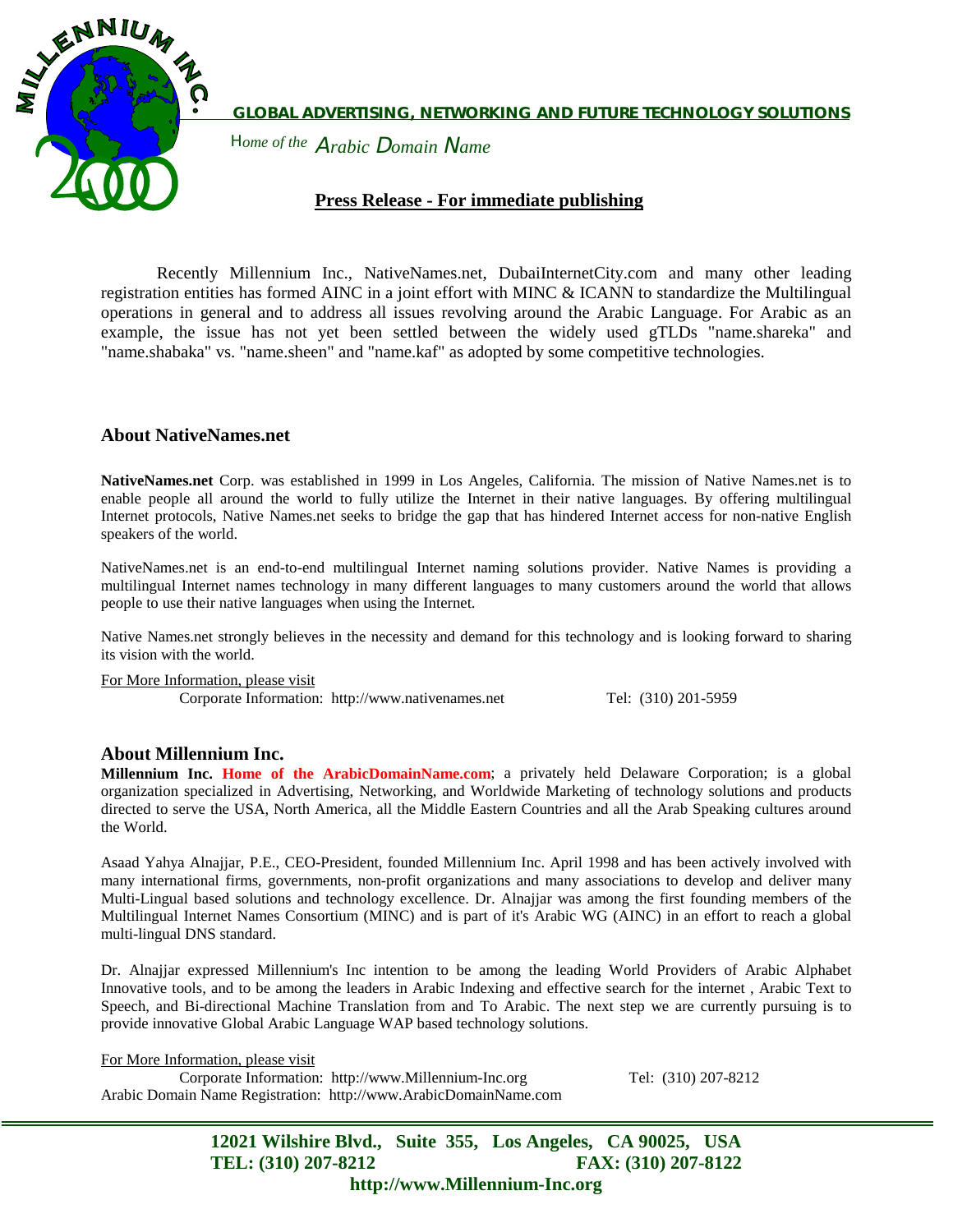**GLOBAL ADVERTISING, NETWORKING AND FUTURE TECHNOLOGY SOLUTIONS**

*Home of the Arabic Domain Name*

**Press Release - For immediate publishing**

Recently Millennium Inc., NativeNames.net, DubaiInternetCity.com and many other leading registration entities has formed AINC in a joint effort with MINC & ICANN to standardize the Multilingual operations in general and to address all issues revolving around the Arabic Language. For Arabic as an example, the issue has not yet been settled between the widely used gTLDs "name.shareka" and "name.shabaka" vs. "name.sheen" and "name.kaf" as adopted by some competitive technologies.

## About NativeNames.net

**NativeNames.net** Corp. was established in 1999 in Los Angeles, California. The mission of Native Names.net is to enable people all around the world to fully utilize the Internet in their native languages. By offering multilingual Internet protocols, Native Names.net seeks to bridge the gap that has hindered Internet access for non-native English speakers of the world.

NativeNames.net is an end-to-end multilingual Internet naming solutions provider. Native Names is providing a multilingual Internet names technology in many different languages to many customers around the world that allows people to use their native languages when using the Internet.

Native Names.net strongly believes in the necessity and demand for this technology and is looking forward to sharing its vision with the world.

For More Information, please visit

Corporate Information: http://www.nativenames.net Tel: (310) 201-5959

## About Millennium Inc.

**Millennium Inc. Home of the ArabicDomainName.com**; a privately held Delaware Corporation; is a global organization specialized in Advertising, Networking, and Worldwide Marketing of technology solutions and products directed to serve the USA, North America, all the Middle Eastern Countries and all the Arab Speaking cultures around the World.

Asaad Yahya Alnajjar, P.E., CEO-President, founded Millennium Inc. April 1998 and has been actively involved with many international firms, governments, non-profit organizations and many associations to develop and deliver many Multi-Lingual based solutions and technology excellence. Dr. Alnajjar was among the first founding members of the Multilingual Internet Names Consortium (MINC) and is part of it's Arabic WG (AINC) in an effort to reach a global multi-lingual DNS standard.

Dr. Alnajjar expressed Millennium's Inc intention to be among the leading World Providers of Arabic Alphabet Innovative tools, and to be among the leaders in Arabic Indexing and effective search for the internet , Arabic Text to Speech, and Bi-directional Machine Translation from and To Arabic. The next step we are currently pursuing is to provide innovative Global Arabic Language WAP based technology solutions.

For More Information, please visit

Corporate Information: http://www.Millennium-Inc.org Tel: (310) 207-8212

Arabic Domain Name Registration: http://www.ArabicDomainName.com

**12021 Wilshire Blvd., Suite 355, Los Angeles, CA 90025, USA**
**TEL: (310) 207-8212 FAX: (310) 207-8122**
**http://www.Millennium-Inc.org**